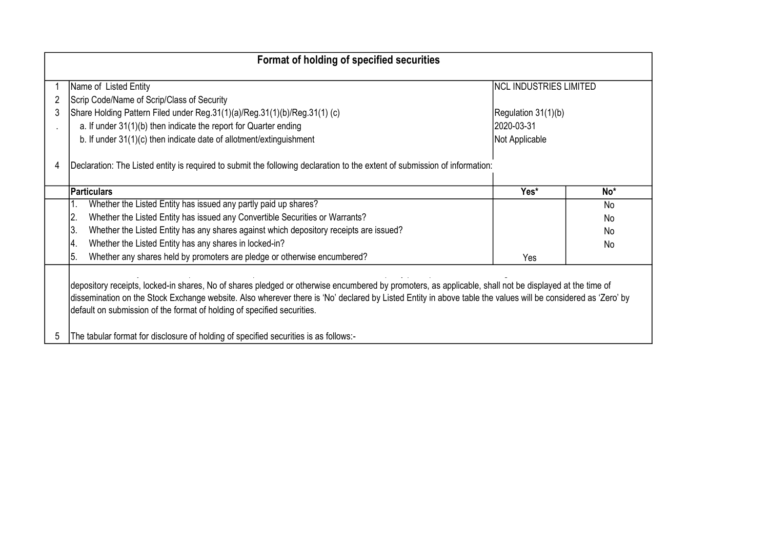# Format of holding of specified securities

| | | | |
|---|---|---|---|
| 1 | Name of Listed Entity | NCL INDUSTRIES LIMITED | |
| 2 | Scrip Code/Name of Scrip/Class of Security | | |
| 3 | Share Holding Pattern Filed under Reg.31(1)(a)/Reg.31(1)(b)/Reg.31(1) (c) | Regulation 31(1)(b) | |
| . | a. If under 31(1)(b) then indicate the report for Quarter ending | 2020-03-31 | |
| | b. If under 31(1)(c) then indicate date of allotment/extinguishment | Not Applicable | |
| 4 | Declaration: The Listed entity is required to submit the following declaration to the extent of submission of information: | | |

| | Particulars | Yes* | No* |
|---|---|---|---|
| | 1. Whether the Listed Entity has issued any partly paid up shares? | | No |
| | 2. Whether the Listed Entity has issued any Convertible Securities or Warrants? | | No |
| | 3. Whether the Listed Entity has any shares against which depository receipts are issued? | | No |
| | 4. Whether the Listed Entity has any shares in locked-in? | | No |
| | 5. Whether any shares held by promoters are pledge or otherwise encumbered? | Yes | |

depository receipts, locked-in shares, No of shares pledged or otherwise encumbered by promoters, as applicable, shall not be displayed at the time of dissemination on the Stock Exchange website. Also wherever there is 'No' declared by Listed Entity in above table the values will be considered as 'Zero' by default on submission of the format of holding of specified securities.

5 The tabular format for disclosure of holding of specified securities is as follows:-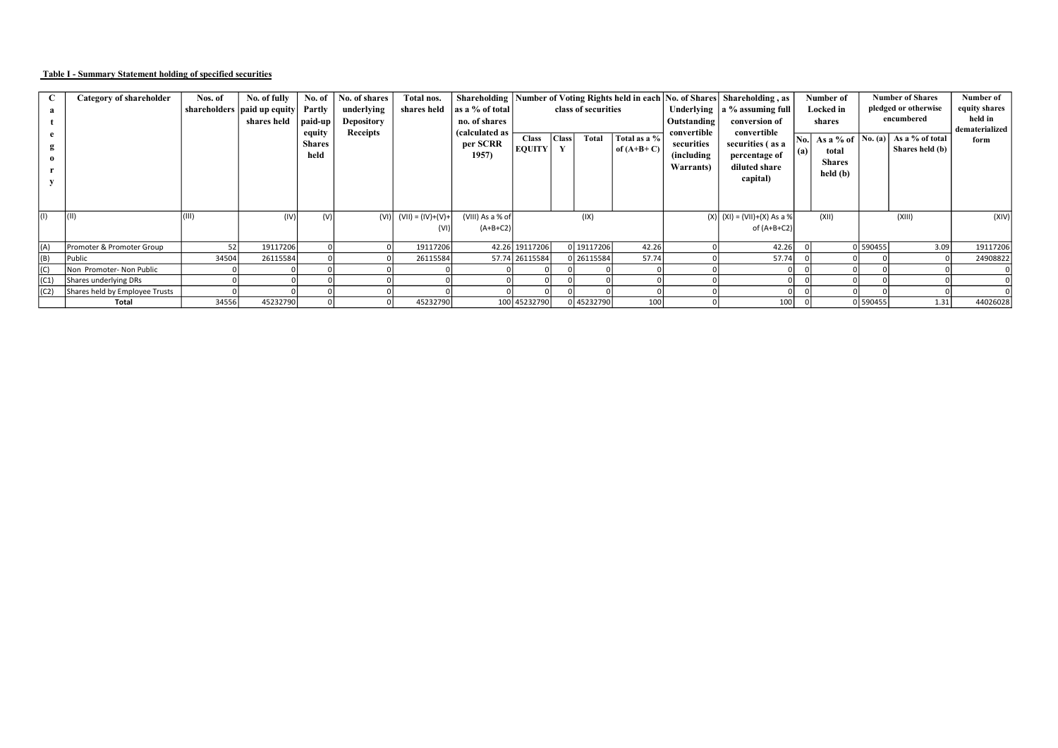**Table I - Summary Statement holding of specified securities**

| Category | Category of shareholder | Nos. of shareholders | No. of fully paid up equity shares held | No. of Partly paid-up equity Shares held | No. of shares underlying Depository Receipts | Total nos. shares held | Shareholding as a % of total no. of shares (calculated as per SCRR 1957) | Number of Voting Rights held in each class of securities | | | | No. of Shares Underlying Outstanding convertible securities (including Warrants) | Shareholding , as a % assuming full conversion of convertible securities ( as a percentage of diluted share capital) | Number of Locked in shares | | Number of Shares pledged or otherwise encumbered | | Number of equity shares held in dematerialized form |
|---|---|---|---|---|---|---|---|---|---|---|---|---|---|---|---|---|---|---|
| | | | | | | | | Class EQUITY | Class Y | Total | Total as a % of (A+B+ C) | | | No. (a) | As a % of total Shares held (b) | No. (a) | As a % of total Shares held (b) | |
| (I) | (II) | (III) | (IV) | (V) | (VI) | (VII) = (IV)+(V)+ (VI) | (VIII) As a % of (A+B+C2) | (IX) | | | | (X) | (XI) = (VII)+(X) As a % of (A+B+C2) | (XII) | | (XIII) | | (XIV) |
| (A) | Promoter & Promoter Group | 52 | 19117206 | 0 | 0 | 19117206 | 42.26 | 19117206 | 0 | 19117206 | 42.26 | 0 | 42.26 | 0 | 0 | 590455 | 3.09 | 19117206 |
| (B) | Public | 34504 | 26115584 | 0 | 0 | 26115584 | 57.74 | 26115584 | 0 | 26115584 | 57.74 | 0 | 57.74 | 0 | 0 | 0 | 0 | 24908822 |
| (C) | Non Promoter- Non Public | 0 | 0 | 0 | 0 | 0 | 0 | 0 | 0 | 0 | 0 | 0 | 0 | 0 | 0 | 0 | 0 | 0 |
| (C1) | Shares underlying DRs | 0 | 0 | 0 | 0 | 0 | 0 | 0 | 0 | 0 | 0 | 0 | 0 | 0 | 0 | 0 | 0 | 0 |
| (C2) | Shares held by Employee Trusts | 0 | 0 | 0 | 0 | 0 | 0 | 0 | 0 | 0 | 0 | 0 | 0 | 0 | 0 | 0 | 0 | 0 |
| | **Total** | 34556 | 45232790 | 0 | 0 | 45232790 | 100 | 45232790 | 0 | 45232790 | 100 | 0 | 100 | 0 | 0 | 590455 | 1.31 | 44026028 |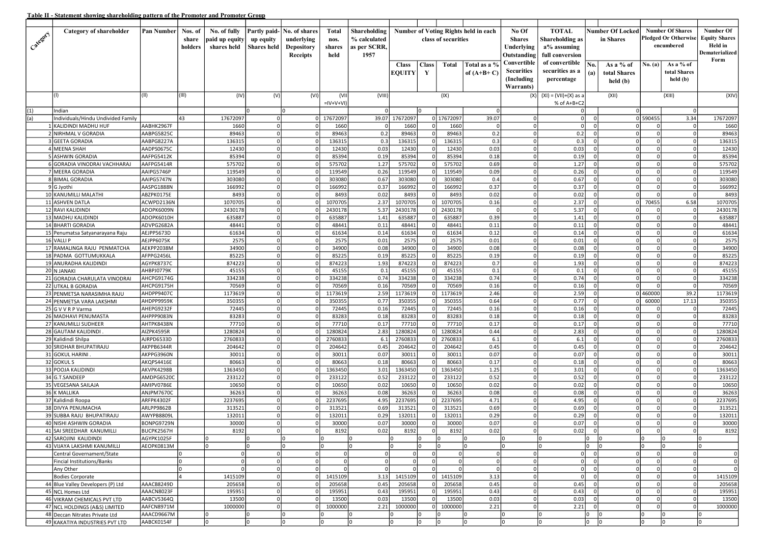**Table II - Statement showing shareholding pattern of the Promoter and Promoter Group**

| Category | Category of shareholder | Pan Number | Nos. of share holders | No. of fully paid up equity shares held | Partly paid-up equity Shares held | No. of shares underlying Depository Receipts | Total nos. shares held | Shareholding % calculated as per SCRR, 1957 | Number of Voting Rights held in each class of securities | | | | No Of Shares Underlying Outstanding Convertible Securities (Including Warrants) | TOTAL Shareholding as a% assuming full conversion of convertible securities as a percentage | Number Of Locked in Shares | | Number Of Shares Pledged Or Otherwise encumbered | | Number Of Equity Shares Held in Dematerialized Form |
|---|---|---|---|---|---|---|---|---|---|---|---|---|---|---|---|---|---|---|---|
| | | | | | | | | | Class EQUITY | Class Y | Total | Total as a % of (A+B+ C) | | | No. (a) | As a % of total Shares held (b) | No. (a) | As a % of total Shares held (b) | |
| | (I) | (II) | (III) | (IV) | (V) | (VI) | (VII =IV+V+VI) | (VIII) | | | (IX) | | (X) | (XI) = (VII)+(X) as a % of A+B+C2 | | (XII) | | (XIII) | (XIV) |
| (1) | Indian | | | 0 | 0 | | | 0 | | 0 | | 0 | | 0 | | 0 | | 0 | |
| (a) | Individuals/Hindu Undivided Family | | 43 | 17672097 | 0 | 0 | 17672097 | 39.07 | 17672097 | 0 | 17672097 | 39.07 | 0 | 0 | 0 | 0 | 590455 | 3.34 | 17672097 |
| 1 | KALIDINDI MADHU HUF | AABHK2967F | | 1660 | 0 | 0 | 1660 | 0 | 1660 | 0 | 1660 | 0 | 0 | 0 | 0 | 0 | 0 | 0 | 1660 |
| 2 | NIRHMAL V GORADIA | AABPG5825C | | 89463 | 0 | 0 | 89463 | 0.2 | 89463 | 0 | 89463 | 0.2 | 0 | 0.2 | 0 | 0 | 0 | 0 | 89463 |
| 3 | GEETA GORADIA | AABPG8227A | | 136315 | 0 | 0 | 136315 | 0.3 | 136315 | 0 | 136315 | 0.3 | 0 | 0.3 | 0 | 0 | 0 | 0 | 136315 |
| 4 | MEENA SHAH | AADPS0675C | | 12430 | 0 | 0 | 12430 | 0.03 | 12430 | 0 | 12430 | 0.03 | 0 | 0.03 | 0 | 0 | 0 | 0 | 12430 |
| 5 | ASHWIN GORADIA | AAFPG5412K | | 85394 | 0 | 0 | 85394 | 0.19 | 85394 | 0 | 85394 | 0.18 | 0 | 0.19 | 0 | 0 | 0 | 0 | 85394 |
| 6 | GORADIA VINODRAI VACHHARAJ | AAFPG5414R | | 575702 | 0 | 0 | 575702 | 1.27 | 575702 | 0 | 575702 | 0.69 | 0 | 1.27 | 0 | 0 | 0 | 0 | 575702 |
| 7 | MEERA GORADIA | AAIPG5746P | | 119549 | 0 | 0 | 119549 | 0.26 | 119549 | 0 | 119549 | 0.09 | 0 | 0.26 | 0 | 0 | 0 | 0 | 119549 |
| 8 | BIMAL GORADIA | AAIPG5747N | | 303080 | 0 | 0 | 303080 | 0.67 | 303080 | 0 | 303080 | 0.4 | 0 | 0.67 | 0 | 0 | 0 | 0 | 303080 |
| 9 | G Jyothi | AASPG1888N | | 166992 | 0 | 0 | 166992 | 0.37 | 166992 | 0 | 166992 | 0.37 | 0 | 0.37 | 0 | 0 | 0 | 0 | 166992 |
| 10 | KANUMILLI MALATHI | ABZPK0175E | | 8493 | 0 | 0 | 8493 | 0.02 | 8493 | 0 | 8493 | 0.02 | 0 | 0.02 | 0 | 0 | 0 | 0 | 8493 |
| 11 | ASHVEN DATLA | ACWPD2136N | | 1070705 | 0 | 0 | 1070705 | 2.37 | 1070705 | 0 | 1070705 | 0.16 | 0 | 2.37 | 0 | 0 | 70455 | 6.58 | 1070705 |
| 12 | RAVI KALIDINDI | ADOPK6009N | | 2430178 | 0 | 0 | 2430178 | 5.37 | 2430178 | 0 | 2430178 | 0 | 0 | 5.37 | 0 | 0 | 0 | 0 | 2430178 |
| 13 | MADHU KALIDINDI | ADOPK6010H | | 635887 | 0 | 0 | 635887 | 1.41 | 635887 | 0 | 635887 | 0.39 | 0 | 1.41 | 0 | 0 | 0 | 0 | 635887 |
| 14 | BHARTI GORADIA | ADVPG2682A | | 48441 | 0 | 0 | 48441 | 0.11 | 48441 | 0 | 48441 | 0.11 | 0 | 0.11 | 0 | 0 | 0 | 0 | 48441 |
| 15 | Penumatsa Satyanarayana Raju | AEJPP5673D | | 61634 | 0 | 0 | 61634 | 0.14 | 61634 | 0 | 61634 | 0.12 | 0 | 0.14 | 0 | 0 | 0 | 0 | 61634 |
| 16 | VALLI P | AEJPP6075K | | 2575 | 0 | 0 | 2575 | 0.01 | 2575 | 0 | 2575 | 0.01 | 0 | 0.01 | 0 | 0 | 0 | 0 | 2575 |
| 17 | RAMALINGA RAJU PENMATCHA | AEKPP2038M | | 34900 | 0 | 0 | 34900 | 0.08 | 34900 | 0 | 34900 | 0.08 | 0 | 0.08 | 0 | 0 | 0 | 0 | 34900 |
| 18 | PADMA GOTTUMUKKALA | AFPPG2456L | | 85225 | 0 | 0 | 85225 | 0.19 | 85225 | 0 | 85225 | 0.19 | 0 | 0.19 | 0 | 0 | 0 | 0 | 85225 |
| 19 | ANURADHA KALIDINDI | AGYPK8737C | | 874223 | 0 | 0 | 874223 | 1.93 | 874223 | 0 | 874223 | 0.7 | 0 | 1.93 | 0 | 0 | 0 | 0 | 874223 |
| 20 | N JANAKI | AHBPJ0779K | | 45155 | 0 | 0 | 45155 | 0.1 | 45155 | 0 | 45155 | 0.1 | 0 | 0.1 | 0 | 0 | 0 | 0 | 45155 |
| 21 | GORADIA CHARULATA VINODRAI | AHCPG9174G | | 334238 | 0 | 0 | 334238 | 0.74 | 334238 | 0 | 334238 | 0.74 | 0 | 0.74 | 0 | 0 | 0 | 0 | 334238 |
| 22 | UTKAL B GORADIA | AHCPG9175H | | 70569 | 0 | 0 | 70569 | 0.16 | 70569 | 0 | 70569 | 0.16 | 0 | 0.16 | 0 | 0 | 0 | 0 | 70569 |
| 23 | PENMETSA NARASIMHA RAJU | AHDPP9407C | | 1173619 | 0 | 0 | 1173619 | 2.59 | 1173619 | 0 | 1173619 | 2.46 | 0 | 2.59 | 0 | 0 | 460000 | 39.2 | 1173619 |
| 24 | PENMETSA VARA LAKSHMI | AHDPP9959K | | 350355 | 0 | 0 | 350355 | 0.77 | 350355 | 0 | 350355 | 0.64 | 0 | 0.77 | 0 | 0 | 60000 | 17.13 | 350355 |
| 25 | G V V R P Varma | AHEPG9232F | | 72445 | 0 | 0 | 72445 | 0.16 | 72445 | 0 | 72445 | 0.16 | 0 | 0.16 | 0 | 0 | 0 | 0 | 72445 |
| 26 | MADHAVI PENUMASTA | AHPPP9083N | | 83283 | 0 | 0 | 83283 | 0.18 | 83283 | 0 | 83283 | 0.18 | 0 | 0.18 | 0 | 0 | 0 | 0 | 83283 |
| 27 | KANUMILLI SUDHEER | AHTPK8438N | | 77710 | 0 | 0 | 77710 | 0.17 | 77710 | 0 | 77710 | 0.17 | 0 | 0.17 | 0 | 0 | 0 | 0 | 77710 |
| 28 | GAUTAM KALIDINDI . | AIZPK4595R | | 1280824 | 0 | 0 | 1280824 | 2.83 | 1280824 | 0 | 1280824 | 0.44 | 0 | 2.83 | 0 | 0 | 0 | 0 | 1280824 |
| 29 | Kalidindi Shilpa | AJRPD6533D | | 2760833 | 0 | 0 | 2760833 | 6.1 | 2760833 | 0 | 2760833 | 6.1 | 0 | 6.1 | 0 | 0 | 0 | 0 | 2760833 |
| 30 | SRIDHAR BHUPATIRAJU | AKPPB6344R | | 204642 | 0 | 0 | 204642 | 0.45 | 204642 | 0 | 204642 | 0.45 | 0 | 0.45 | 0 | 0 | 0 | 0 | 204642 |
| 31 | GOKUL HARINI . | AKPPG3960N | | 30011 | 0 | 0 | 30011 | 0.07 | 30011 | 0 | 30011 | 0.07 | 0 | 0.07 | 0 | 0 | 0 | 0 | 30011 |
| 32 | GOKUL S | AKQPS4416E | | 80663 | 0 | 0 | 80663 | 0.18 | 80663 | 0 | 80663 | 0.17 | 0 | 0.18 | 0 | 0 | 0 | 0 | 80663 |
| 33 | POOJA KALIDINDI | AKVPK4298B | | 1363450 | 0 | 0 | 1363450 | 3.01 | 1363450 | 0 | 1363450 | 1.25 | 0 | 3.01 | 0 | 0 | 0 | 0 | 1363450 |
| 34 | G.T.SANDEEP | AMDPG6520C | | 233122 | 0 | 0 | 233122 | 0.52 | 233122 | 0 | 233122 | 0.52 | 0 | 0.52 | 0 | 0 | 0 | 0 | 233122 |
| 35 | VEGESANA SAILAJA | AMIPV0786E | | 10650 | 0 | 0 | 10650 | 0.02 | 10650 | 0 | 10650 | 0.02 | 0 | 0.02 | 0 | 0 | 0 | 0 | 10650 |
| 36 | K MALLIKA | ANJPM7670C | | 36263 | 0 | 0 | 36263 | 0.08 | 36263 | 0 | 36263 | 0.08 | 0 | 0.08 | 0 | 0 | 0 | 0 | 36263 |
| 37 | Kalidindi Roopa | ARFPK4302F | | 2237695 | 0 | 0 | 2237695 | 4.95 | 2237695 | 0 | 2237695 | 4.71 | 0 | 4.95 | 0 | 0 | 0 | 0 | 2237695 |
| 38 | DIVYA PENUMACHA | ARLPP9862B | | 313521 | 0 | 0 | 313521 | 0.69 | 313521 | 0 | 313521 | 0.69 | 0 | 0.69 | 0 | 0 | 0 | 0 | 313521 |
| 39 | SUBBA RAJU BHUPATIRAJU | AWYPB8809L | | 132011 | 0 | 0 | 132011 | 0.29 | 132011 | 0 | 132011 | 0.29 | 0 | 0.29 | 0 | 0 | 0 | 0 | 132011 |
| 40 | NISHI ASHWIN GORADIA | BONPG9729N | | 30000 | 0 | 0 | 30000 | 0.07 | 30000 | 0 | 30000 | 0.07 | 0 | 0.07 | 0 | 0 | 0 | 0 | 30000 |
| 41 | SAI SREEDHAR KANUMILLI | BUCPK2567H | | 8192 | 0 | 0 | 8192 | 0.02 | 8192 | 0 | 8192 | 0.02 | 0 | 0.02 | 0 | 0 | 0 | 0 | 8192 |
| 42 | SAROJINI KALIDINDI | AGYPK1025F | | 0 | 0 | 0 | 0 | 0 | 0 | 0 | 0 | 0 | 0 | 0 | 0 | 0 | 0 | 0 | 0 |
| 43 | VIJAYA LAKSHMI KANUMILLI | AEOPK0813M | | 0 | 0 | 0 | 0 | 0 | 0 | 0 | 0 | 0 | 0 | 0 | 0 | 0 | 0 | 0 | 0 |
| | Central Governament/State | | 0 | 0 | 0 | 0 | 0 | 0 | 0 | 0 | 0 | 0 | 0 | 0 | 0 | 0 | 0 | 0 | 0 |
| | Fincial Institutions/Banks | | 0 | 0 | 0 | 0 | 0 | 0 | 0 | 0 | 0 | 0 | 0 | 0 | 0 | 0 | 0 | 0 | 0 |
| | Any Other | | 0 | 0 | 0 | 0 | 0 | 0 | 0 | 0 | 0 | 0 | 0 | 0 | 0 | 0 | 0 | 0 | 0 |
| | Bodies Corporate | | 4 | 1415109 | 0 | 0 | 1415109 | 3.13 | 1415109 | 0 | 1415109 | 3.13 | 0 | 0 | 0 | 0 | 0 | 0 | 1415109 |
| 44 | Blue Valley Developers (P) Ltd | AAACB8249D | | 205658 | 0 | 0 | 205658 | 0.45 | 205658 | 0 | 205658 | 0.45 | 0 | 0.45 | 0 | 0 | 0 | 0 | 205658 |
| 45 | NCL Homes Ltd | AAACN8023F | | 195951 | 0 | 0 | 195951 | 0.43 | 195951 | 0 | 195951 | 0.43 | 0 | 0.43 | 0 | 0 | 0 | 0 | 195951 |
| 46 | VIKRAM CHEMICALS PVT LTD | AABCV5364Q | | 13500 | 0 | 0 | 13500 | 0.03 | 13500 | 0 | 13500 | 0.03 | 0 | 0.03 | 0 | 0 | 0 | 0 | 13500 |
| 47 | NCL HOLDINGS (A&S) LIMITED | AAFCN8971M | | 1000000 | 0 | 0 | 1000000 | 2.21 | 1000000 | 0 | 1000000 | 2.21 | 0 | 2.21 | 0 | 0 | 0 | 0 | 1000000 |
| 48 | Deccan Nitrates Private Ltd | AAACD9667M | | 0 | 0 | 0 | 0 | 0 | 0 | 0 | 0 | 0 | 0 | 0 | 0 | 0 | 0 | 0 | 0 |
| 49 | KAKATIYA INDUSTRIES PVT LTD | AABCK0154F | | 0 | 0 | 0 | 0 | 0 | 0 | 0 | 0 | 0 | 0 | 0 | 0 | 0 | 0 | 0 | 0 |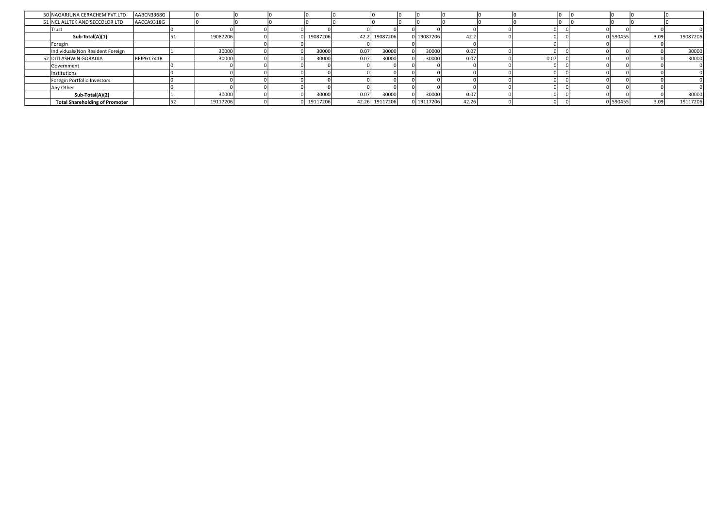| | | | | | | | | | | | | | | | | | | | |
|---|---|---|---|---|---|---|---|---|---|---|---|---|---|---|---|---|---|---|---|
| 50 | NAGARJUNA CERACHEM PVT.LTD | AABCN3368G | | 0 | 0 | 0 | 0 | 0 | 0 | 0 | 0 | 0 | 0 | 0 | 0 | 0 | 0 | 0 | |
| 51 | NCL ALLTEK AND SECCOLOR LTD | AACCA9318G | | 0 | 0 | 0 | 0 | 0 | 0 | 0 | 0 | 0 | 0 | 0 | 0 | 0 | 0 | 0 | |
| | Trust | | 0 | 0 | 0 | 0 | 0 | 0 | 0 | 0 | 0 | 0 | 0 | 0 | 0 | 0 | 0 | 0 | 0 |
| | **Sub-Total(A)(1)** | | 51 | 19087206 | 0 | 0 | 19087206 | 42.2 | 19087206 | 0 | 19087206 | 42.2 | 0 | 0 | 0 | 0 | 590455 | 3.09 | 19087206 |
| | Foregin | | | | 0 | 0 | | 0 | | 0 | | 0 | | 0 | | 0 | | 0 | |
| | Individuals(Non Resident Foreign | | 1 | 30000 | 0 | 0 | 30000 | 0.07 | 30000 | 0 | 30000 | 0.07 | 0 | 0 | 0 | 0 | 0 | 0 | 30000 |
| 52 | DITI ASHWIN GORADIA | BFJPG1741R | | 30000 | 0 | 0 | 30000 | 0.07 | 30000 | 0 | 30000 | 0.07 | 0 | 0.07 | 0 | 0 | 0 | 0 | 30000 |
| | Government | | 0 | 0 | 0 | 0 | 0 | 0 | 0 | 0 | 0 | 0 | 0 | 0 | 0 | 0 | 0 | 0 | 0 |
| | Institutions | | 0 | 0 | 0 | 0 | 0 | 0 | 0 | 0 | 0 | 0 | 0 | 0 | 0 | 0 | 0 | 0 | 0 |
| | Foregin Portfolio Investors | | 0 | 0 | 0 | 0 | 0 | 0 | 0 | 0 | 0 | 0 | 0 | 0 | 0 | 0 | 0 | 0 | 0 |
| | Any Other | | 0 | 0 | 0 | 0 | 0 | 0 | 0 | 0 | 0 | 0 | 0 | 0 | 0 | 0 | 0 | 0 | 0 |
| | **Sub-Total(A)(2)** | | 1 | 30000 | 0 | 0 | 30000 | 0.07 | 30000 | 0 | 30000 | 0.07 | 0 | 0 | 0 | 0 | 0 | 0 | 30000 |
| | **Total Shareholding of Promoter** | | 52 | 19117206 | 0 | 0 | 19117206 | 42.26 | 19117206 | 0 | 19117206 | 42.26 | 0 | 0 | 0 | 0 | 590455 | 3.09 | 19117206 |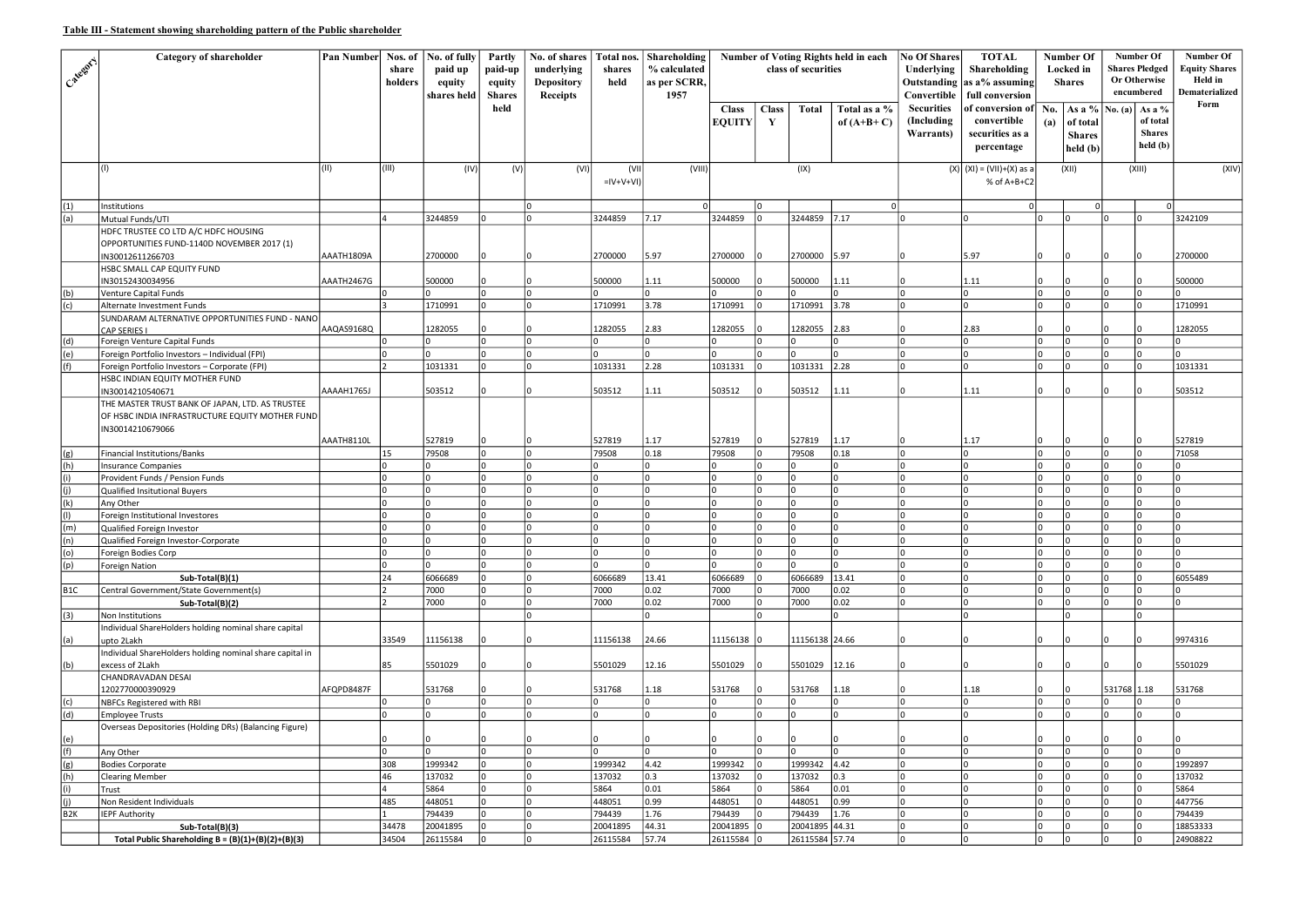**Table III - Statement showing shareholding pattern of the Public shareholder**

| Category | Category of shareholder | Pan Number | Nos. of share holders | No. of fully paid up equity shares held | Partly paid-up equity Shares held | No. of shares underlying Depository Receipts | Total nos. shares held | Shareholding % calculated as per SCRR, 1957 | Number of Voting Rights held in each class of securities | | | | No Of Shares Underlying Outstanding Convertible Securities (Including Warrants) | TOTAL Shareholding as a% assuming full conversion of convertible securities as a percentage | Number Of Locked in Shares | | Number Of Shares Pledged Or Otherwise encumbered | | Number Of Equity Shares Held in Dematerialized Form |
|---|---|---|---|---|---|---|---|---|---|---|---|---|---|---|---|---|---|---|---|
| | | | | | | | | | Class EQUITY | Class Y | Total | Total as a % of (A+B+C) | | | No. (a) | As a % of total Shares held (b) | No. (a) | As a % of total Shares held (b) | |
| | (I) | (II) | (III) | (IV) | (V) | (VI) | (VII =IV+V+VI) | (VIII) | (IX) | | | | (X) | (XI) = (VII)+(X) as a % of A+B+C2 | (XII) | | (XIII) | | (XIV) |
| (1) | Institutions | | | | | 0 | | 0 | | 0 | | 0 | | 0 | | 0 | | 0 | |
| (a) | Mutual Funds/UTI | | 4 | 3244859 | 0 | 0 | 3244859 | 7.17 | 3244859 | 0 | 3244859 | 7.17 | 0 | 0 | 0 | 0 | 0 | 0 | 3242109 |
| | HDFC TRUSTEE CO LTD A/C HDFC HOUSING OPPORTUNITIES FUND-1140D NOVEMBER 2017 (1) IN30012611266703 | AAATH1809A | | 2700000 | 0 | 0 | 2700000 | 5.97 | 2700000 | 0 | 2700000 | 5.97 | 0 | 5.97 | 0 | 0 | 0 | 0 | 2700000 |
| | HSBC SMALL CAP EQUITY FUND IN30152430034956 | AAATH2467G | | 500000 | 0 | 0 | 500000 | 1.11 | 500000 | 0 | 500000 | 1.11 | 0 | 1.11 | 0 | 0 | 0 | 0 | 500000 |
| (b) | Venture Capital Funds | | 0 | 0 | 0 | 0 | 0 | 0 | 0 | 0 | 0 | 0 | 0 | 0 | 0 | 0 | 0 | 0 | 0 |
| (c) | Alternate Investment Funds | | 3 | 1710991 | 0 | 0 | 1710991 | 3.78 | 1710991 | 0 | 1710991 | 3.78 | 0 | 0 | 0 | 0 | 0 | 0 | 1710991 |
| | SUNDARAM ALTERNATIVE OPPORTUNITIES FUND - NANO CAP SERIES I | AAQAS9168Q | | 1282055 | 0 | 0 | 1282055 | 2.83 | 1282055 | 0 | 1282055 | 2.83 | 0 | 2.83 | 0 | 0 | 0 | 0 | 1282055 |
| (d) | Foreign Venture Capital Funds | | 0 | 0 | 0 | 0 | 0 | 0 | 0 | 0 | 0 | 0 | 0 | 0 | 0 | 0 | 0 | 0 | 0 |
| (e) | Foreign Portfolio Investors – Individual (FPI) | | 0 | 0 | 0 | 0 | 0 | 0 | 0 | 0 | 0 | 0 | 0 | 0 | 0 | 0 | 0 | 0 | 0 |
| (f) | Foreign Portfolio Investors – Corporate (FPI) | | 2 | 1031331 | 0 | 0 | 1031331 | 2.28 | 1031331 | 0 | 1031331 | 2.28 | 0 | 0 | 0 | 0 | 0 | 0 | 1031331 |
| | HSBC INDIAN EQUITY MOTHER FUND IN30014210540671 | AAAAH1765J | | 503512 | 0 | 0 | 503512 | 1.11 | 503512 | 0 | 503512 | 1.11 | 0 | 1.11 | 0 | 0 | 0 | 0 | 503512 |
| | THE MASTER TRUST BANK OF JAPAN, LTD. AS TRUSTEE OF HSBC INDIA INFRASTRUCTURE EQUITY MOTHER FUND IN30014210679066 | AAATH8110L | | 527819 | 0 | 0 | 527819 | 1.17 | 527819 | 0 | 527819 | 1.17 | 0 | 1.17 | 0 | 0 | 0 | 0 | 527819 |
| (g) | Financial Institutions/Banks | | 15 | 79508 | 0 | 0 | 79508 | 0.18 | 79508 | 0 | 79508 | 0.18 | 0 | 0 | 0 | 0 | 0 | 0 | 71058 |
| (h) | Insurance Companies | | 0 | 0 | 0 | 0 | 0 | 0 | 0 | 0 | 0 | 0 | 0 | 0 | 0 | 0 | 0 | 0 | 0 |
| (i) | Provident Funds / Pension Funds | | 0 | 0 | 0 | 0 | 0 | 0 | 0 | 0 | 0 | 0 | 0 | 0 | 0 | 0 | 0 | 0 | 0 |
| (j) | Qualified Insitutional Buyers | | 0 | 0 | 0 | 0 | 0 | 0 | 0 | 0 | 0 | 0 | 0 | 0 | 0 | 0 | 0 | 0 | 0 |
| (k) | Any Other | | 0 | 0 | 0 | 0 | 0 | 0 | 0 | 0 | 0 | 0 | 0 | 0 | 0 | 0 | 0 | 0 | 0 |
| (l) | Foreign Institutional Investores | | 0 | 0 | 0 | 0 | 0 | 0 | 0 | 0 | 0 | 0 | 0 | 0 | 0 | 0 | 0 | 0 | 0 |
| (m) | Qualified Foreign Investor | | 0 | 0 | 0 | 0 | 0 | 0 | 0 | 0 | 0 | 0 | 0 | 0 | 0 | 0 | 0 | 0 | 0 |
| (n) | Qualified Foreign Investor-Corporate | | 0 | 0 | 0 | 0 | 0 | 0 | 0 | 0 | 0 | 0 | 0 | 0 | 0 | 0 | 0 | 0 | 0 |
| (o) | Foreign Bodies Corp | | 0 | 0 | 0 | 0 | 0 | 0 | 0 | 0 | 0 | 0 | 0 | 0 | 0 | 0 | 0 | 0 | 0 |
| (p) | Foreign Nation | | 0 | 0 | 0 | 0 | 0 | 0 | 0 | 0 | 0 | 0 | 0 | 0 | 0 | 0 | 0 | 0 | 0 |
| | **Sub-Total(B)(1)** | | 24 | 6066689 | 0 | 0 | 6066689 | 13.41 | 6066689 | 0 | 6066689 | 13.41 | 0 | 0 | 0 | 0 | 0 | 0 | 6055489 |
| B1C | Central Government/State Government(s) | | 2 | 7000 | 0 | 0 | 7000 | 0.02 | 7000 | 0 | 7000 | 0.02 | 0 | 0 | 0 | 0 | 0 | 0 | 0 |
| | **Sub-Total(B)(2)** | | 2 | 7000 | 0 | 0 | 7000 | 0.02 | 7000 | 0 | 7000 | 0.02 | 0 | 0 | 0 | 0 | 0 | 0 | 0 |
| (3) | Non Institutions | | | | | 0 | | 0 | | 0 | | 0 | | 0 | | 0 | | 0 | |
| (a) | Individual ShareHolders holding nominal share capital upto 2Lakh | | 33549 | 11156138 | 0 | 0 | 11156138 | 24.66 | 11156138 | 0 | 11156138 | 24.66 | 0 | 0 | 0 | 0 | 0 | 0 | 9974316 |
| (b) | Individual ShareHolders holding nominal share capital in excess of 2Lakh | | 85 | 5501029 | 0 | 0 | 5501029 | 12.16 | 5501029 | 0 | 5501029 | 12.16 | 0 | 0 | 0 | 0 | 0 | 0 | 5501029 |
| | CHANDRAVADAN DESAI 1202770000390929 | AFQPD8487F | | 531768 | 0 | 0 | 531768 | 1.18 | 531768 | 0 | 531768 | 1.18 | 0 | 1.18 | 0 | 0 | 531768 | 1.18 | 531768 |
| (c) | NBFCs Registered with RBI | | 0 | 0 | 0 | 0 | 0 | 0 | 0 | 0 | 0 | 0 | 0 | 0 | 0 | 0 | 0 | 0 | 0 |
| (d) | Employee Trusts | | 0 | 0 | 0 | 0 | 0 | 0 | 0 | 0 | 0 | 0 | 0 | 0 | 0 | 0 | 0 | 0 | 0 |
| (e) | Overseas Depositories (Holding DRs) (Balancing Figure) | | 0 | 0 | 0 | 0 | 0 | 0 | 0 | 0 | 0 | 0 | 0 | 0 | 0 | 0 | 0 | 0 | 0 |
| (f) | Any Other | | 0 | 0 | 0 | 0 | 0 | 0 | 0 | 0 | 0 | 0 | 0 | 0 | 0 | 0 | 0 | 0 | 0 |
| (g) | Bodies Corporate | | 308 | 1999342 | 0 | 0 | 1999342 | 4.42 | 1999342 | 0 | 1999342 | 4.42 | 0 | 0 | 0 | 0 | 0 | 0 | 1992897 |
| (h) | Clearing Member | | 46 | 137032 | 0 | 0 | 137032 | 0.3 | 137032 | 0 | 137032 | 0.3 | 0 | 0 | 0 | 0 | 0 | 0 | 137032 |
| (i) | Trust | | 4 | 5864 | 0 | 0 | 5864 | 0.01 | 5864 | 0 | 5864 | 0.01 | 0 | 0 | 0 | 0 | 0 | 0 | 5864 |
| (j) | Non Resident Individuals | | 485 | 448051 | 0 | 0 | 448051 | 0.99 | 448051 | 0 | 448051 | 0.99 | 0 | 0 | 0 | 0 | 0 | 0 | 447756 |
| B2K | IEPF Authority | | 1 | 794439 | 0 | 0 | 794439 | 1.76 | 794439 | 0 | 794439 | 1.76 | 0 | 0 | 0 | 0 | 0 | 0 | 794439 |
| | **Sub-Total(B)(3)** | | 34478 | 20041895 | 0 | 0 | 20041895 | 44.31 | 20041895 | 0 | 20041895 | 44.31 | 0 | 0 | 0 | 0 | 0 | 0 | 18853333 |
| | **Total Public Shareholding B = (B)(1)+(B)(2)+(B)(3)** | | 34504 | 26115584 | 0 | 0 | 26115584 | 57.74 | 26115584 | 0 | 26115584 | 57.74 | 0 | 0 | 0 | 0 | 0 | 0 | 24908822 |